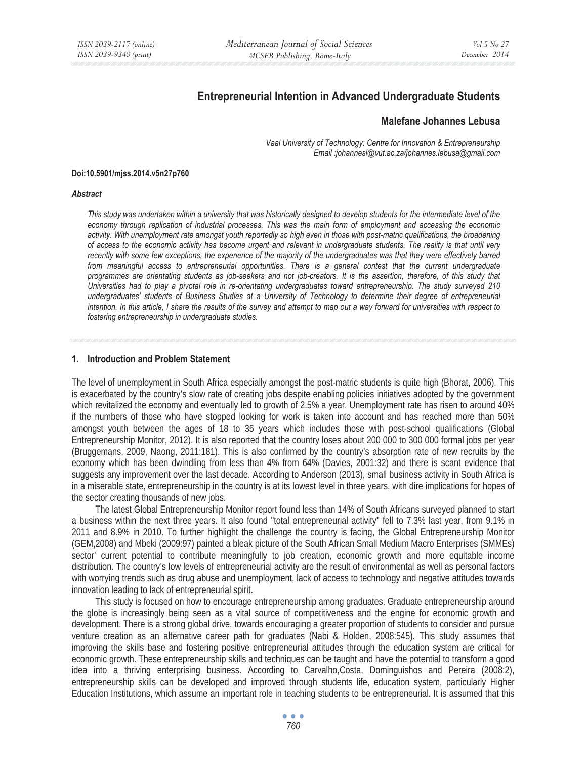# Entrepreneurial Intention in Advanced Undergraduate Students

## Malefane Johannes Lebusa

*Vaal University of Technology: Centre for Innovation & Entrepreneurship*
*Email :johannesl@vut.ac.za/johannes.lebusa@gmail.com*

**Doi:10.5901/mjss.2014.v5n27p760**

### *Abstract*

*This study was undertaken within a university that was historically designed to develop students for the intermediate level of the economy through replication of industrial processes. This was the main form of employment and accessing the economic activity. With unemployment rate amongst youth reportedly so high even in those with post-matric qualifications, the broadening of access to the economic activity has become urgent and relevant in undergraduate students. The reality is that until very recently with some few exceptions, the experience of the majority of the undergraduates was that they were effectively barred from meaningful access to entrepreneurial opportunities. There is a general contest that the current undergraduate programmes are orientating students as job-seekers and not job-creators. It is the assertion, therefore, of this study that Universities had to play a pivotal role in re-orientating undergraduates toward entrepreneurship. The study surveyed 210 undergraduates' students of Business Studies at a University of Technology to determine their degree of entrepreneurial intention. In this article, I share the results of the survey and attempt to map out a way forward for universities with respect to fostering entrepreneurship in undergraduate studies.*

## 1. Introduction and Problem Statement

The level of unemployment in South Africa especially amongst the post-matric students is quite high (Bhorat, 2006). This is exacerbated by the country's slow rate of creating jobs despite enabling policies initiatives adopted by the government which revitalized the economy and eventually led to growth of 2.5% a year. Unemployment rate has risen to around 40% if the numbers of those who have stopped looking for work is taken into account and has reached more than 50% amongst youth between the ages of 18 to 35 years which includes those with post-school qualifications (Global Entrepreneurship Monitor, 2012). It is also reported that the country loses about 200 000 to 300 000 formal jobs per year (Bruggemans, 2009, Naong, 2011:181). This is also confirmed by the country's absorption rate of new recruits by the economy which has been dwindling from less than 4% from 64% (Davies, 2001:32) and there is scant evidence that suggests any improvement over the last decade. According to Anderson (2013), small business activity in South Africa is in a miserable state, entrepreneurship in the country is at its lowest level in three years, with dire implications for hopes of the sector creating thousands of new jobs.

The latest Global Entrepreneurship Monitor report found less than 14% of South Africans surveyed planned to start a business within the next three years. It also found "total entrepreneurial activity" fell to 7.3% last year, from 9.1% in 2011 and 8.9% in 2010. To further highlight the challenge the country is facing, the Global Entrepreneurship Monitor (GEM,2008) and Mbeki (2009:97) painted a bleak picture of the South African Small Medium Macro Enterprises (SMMEs) sector' current potential to contribute meaningfully to job creation, economic growth and more equitable income distribution. The country's low levels of entrepreneurial activity are the result of environmental as well as personal factors with worrying trends such as drug abuse and unemployment, lack of access to technology and negative attitudes towards innovation leading to lack of entrepreneurial spirit.

This study is focused on how to encourage entrepreneurship among graduates. Graduate entrepreneurship around the globe is increasingly being seen as a vital source of competitiveness and the engine for economic growth and development. There is a strong global drive, towards encouraging a greater proportion of students to consider and pursue venture creation as an alternative career path for graduates (Nabi & Holden, 2008:545). This study assumes that improving the skills base and fostering positive entrepreneurial attitudes through the education system are critical for economic growth. These entrepreneurship skills and techniques can be taught and have the potential to transform a good idea into a thriving enterprising business. According to Carvalho,Costa, Dominguishos and Pereira (2008:2), entrepreneurship skills can be developed and improved through students life, education system, particularly Higher Education Institutions, which assume an important role in teaching students to be entrepreneurial. It is assumed that this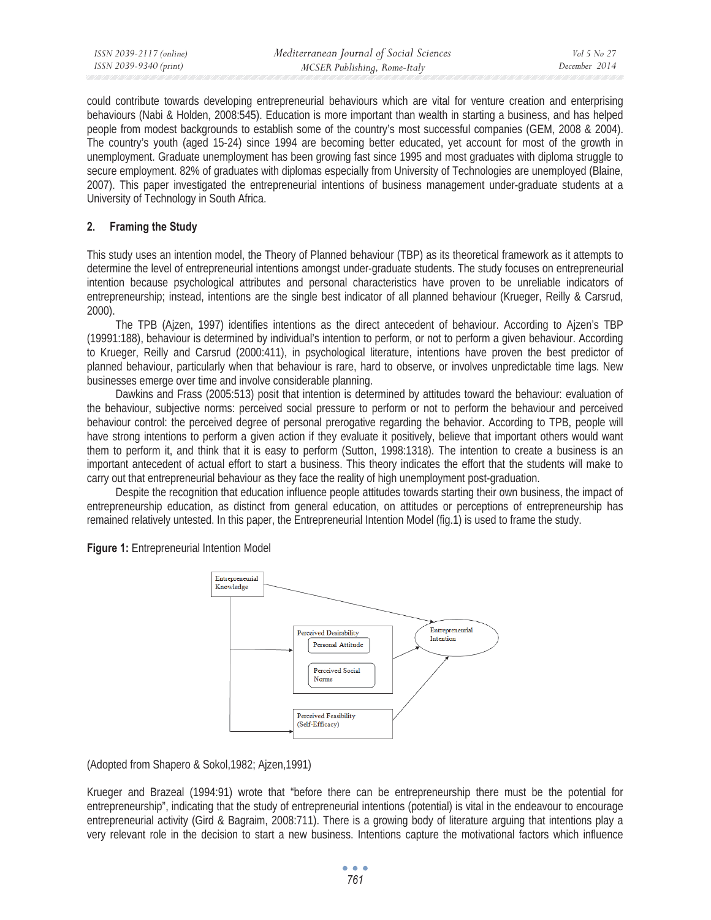could contribute towards developing entrepreneurial behaviours which are vital for venture creation and enterprising behaviours (Nabi & Holden, 2008:545). Education is more important than wealth in starting a business, and has helped people from modest backgrounds to establish some of the country's most successful companies (GEM, 2008 & 2004). The country's youth (aged 15-24) since 1994 are becoming better educated, yet account for most of the growth in unemployment. Graduate unemployment has been growing fast since 1995 and most graduates with diploma struggle to secure employment. 82% of graduates with diplomas especially from University of Technologies are unemployed (Blaine, 2007). This paper investigated the entrepreneurial intentions of business management under-graduate students at a University of Technology in South Africa.

## 2. Framing the Study

This study uses an intention model, the Theory of Planned behaviour (TBP) as its theoretical framework as it attempts to determine the level of entrepreneurial intentions amongst under-graduate students. The study focuses on entrepreneurial intention because psychological attributes and personal characteristics have proven to be unreliable indicators of entrepreneurship; instead, intentions are the single best indicator of all planned behaviour (Krueger, Reilly & Carsrud, 2000).

The TPB (Ajzen, 1997) identifies intentions as the direct antecedent of behaviour. According to Ajzen's TBP (19991:188), behaviour is determined by individual's intention to perform, or not to perform a given behaviour. According to Krueger, Reilly and Carsrud (2000:411), in psychological literature, intentions have proven the best predictor of planned behaviour, particularly when that behaviour is rare, hard to observe, or involves unpredictable time lags. New businesses emerge over time and involve considerable planning.

Dawkins and Frass (2005:513) posit that intention is determined by attitudes toward the behaviour: evaluation of the behaviour, subjective norms: perceived social pressure to perform or not to perform the behaviour and perceived behaviour control: the perceived degree of personal prerogative regarding the behavior. According to TPB, people will have strong intentions to perform a given action if they evaluate it positively, believe that important others would want them to perform it, and think that it is easy to perform (Sutton, 1998:1318). The intention to create a business is an important antecedent of actual effort to start a business. This theory indicates the effort that the students will make to carry out that entrepreneurial behaviour as they face the reality of high unemployment post-graduation.

Despite the recognition that education influence people attitudes towards starting their own business, the impact of entrepreneurship education, as distinct from general education, on attitudes or perceptions of entrepreneurship has remained relatively untested. In this paper, the Entrepreneurial Intention Model (fig.1) is used to frame the study.

**Figure 1:** Entrepreneurial Intention Model

Entrepreneurial Knowledge → Entrepreneurial Intention
Entrepreneurial Knowledge → Perceived Desirability (Personal Attitude; Perceived Social Norms) → Entrepreneurial Intention
Entrepreneurial Knowledge → Perceived Feasibility (Self-Efficacy) → Entrepreneurial Intention

(Adopted from Shapero & Sokol,1982; Ajzen,1991)

Krueger and Brazeal (1994:91) wrote that "before there can be entrepreneurship there must be the potential for entrepreneurship", indicating that the study of entrepreneurial intentions (potential) is vital in the endeavour to encourage entrepreneurial activity (Gird & Bagraim, 2008:711). There is a growing body of literature arguing that intentions play a very relevant role in the decision to start a new business. Intentions capture the motivational factors which influence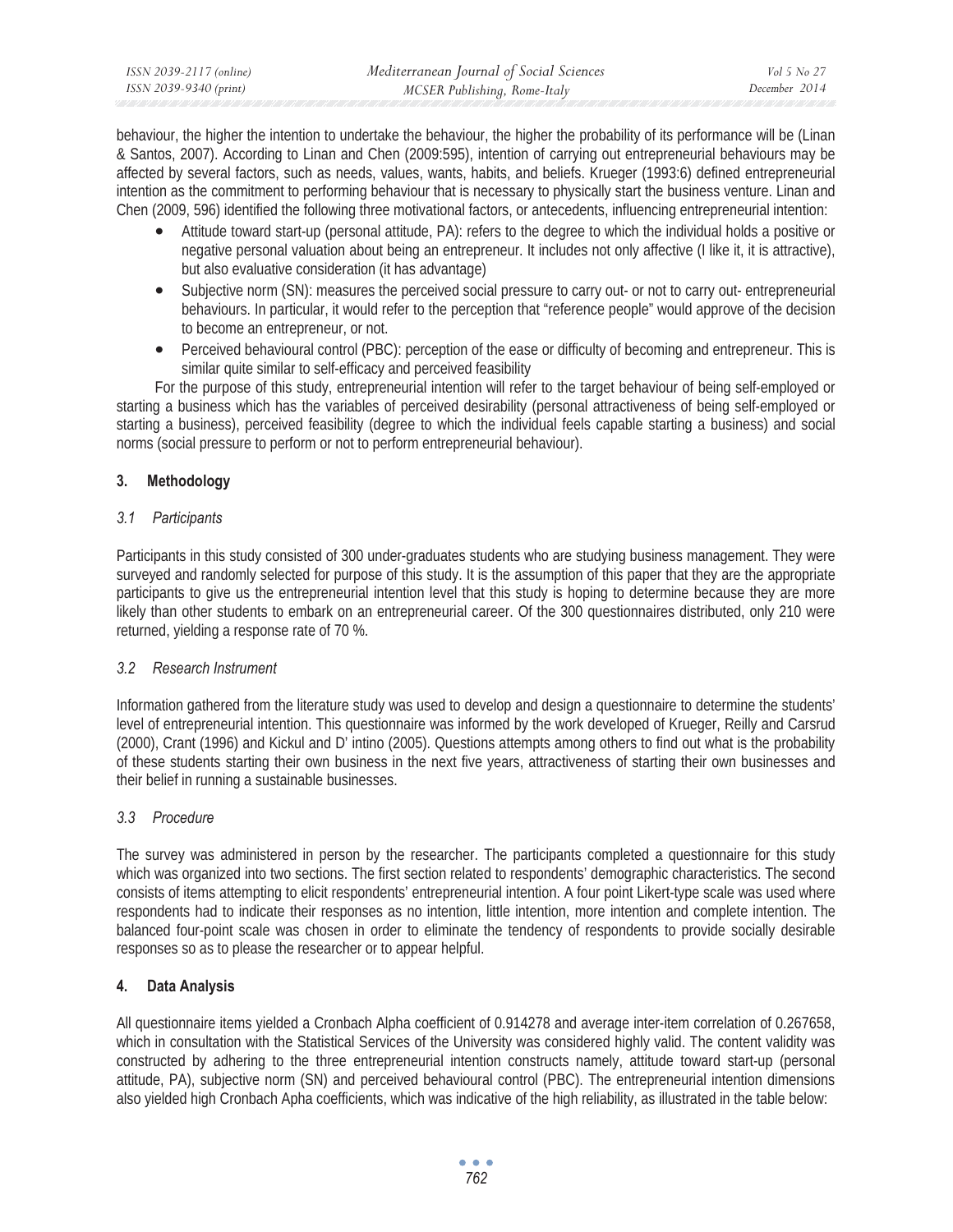behaviour, the higher the intention to undertake the behaviour, the higher the probability of its performance will be (Linan & Santos, 2007). According to Linan and Chen (2009:595), intention of carrying out entrepreneurial behaviours may be affected by several factors, such as needs, values, wants, habits, and beliefs. Krueger (1993:6) defined entrepreneurial intention as the commitment to performing behaviour that is necessary to physically start the business venture. Linan and Chen (2009, 596) identified the following three motivational factors, or antecedents, influencing entrepreneurial intention:

- Attitude toward start-up (personal attitude, PA): refers to the degree to which the individual holds a positive or negative personal valuation about being an entrepreneur. It includes not only affective (I like it, it is attractive), but also evaluative consideration (it has advantage)
- Subjective norm (SN): measures the perceived social pressure to carry out- or not to carry out- entrepreneurial behaviours. In particular, it would refer to the perception that "reference people" would approve of the decision to become an entrepreneur, or not.
- Perceived behavioural control (PBC): perception of the ease or difficulty of becoming and entrepreneur. This is similar quite similar to self-efficacy and perceived feasibility

For the purpose of this study, entrepreneurial intention will refer to the target behaviour of being self-employed or starting a business which has the variables of perceived desirability (personal attractiveness of being self-employed or starting a business), perceived feasibility (degree to which the individual feels capable starting a business) and social norms (social pressure to perform or not to perform entrepreneurial behaviour).

## 3. Methodology

### *3.1 Participants*

Participants in this study consisted of 300 under-graduates students who are studying business management. They were surveyed and randomly selected for purpose of this study. It is the assumption of this paper that they are the appropriate participants to give us the entrepreneurial intention level that this study is hoping to determine because they are more likely than other students to embark on an entrepreneurial career. Of the 300 questionnaires distributed, only 210 were returned, yielding a response rate of 70 %.

### *3.2 Research Instrument*

Information gathered from the literature study was used to develop and design a questionnaire to determine the students' level of entrepreneurial intention. This questionnaire was informed by the work developed of Krueger, Reilly and Carsrud (2000), Crant (1996) and Kickul and D' intino (2005). Questions attempts among others to find out what is the probability of these students starting their own business in the next five years, attractiveness of starting their own businesses and their belief in running a sustainable businesses.

### *3.3 Procedure*

The survey was administered in person by the researcher. The participants completed a questionnaire for this study which was organized into two sections. The first section related to respondents' demographic characteristics. The second consists of items attempting to elicit respondents' entrepreneurial intention. A four point Likert-type scale was used where respondents had to indicate their responses as no intention, little intention, more intention and complete intention. The balanced four-point scale was chosen in order to eliminate the tendency of respondents to provide socially desirable responses so as to please the researcher or to appear helpful.

## 4. Data Analysis

All questionnaire items yielded a Cronbach Alpha coefficient of 0.914278 and average inter-item correlation of 0.267658, which in consultation with the Statistical Services of the University was considered highly valid. The content validity was constructed by adhering to the three entrepreneurial intention constructs namely, attitude toward start-up (personal attitude, PA), subjective norm (SN) and perceived behavioural control (PBC). The entrepreneurial intention dimensions also yielded high Cronbach Apha coefficients, which was indicative of the high reliability, as illustrated in the table below: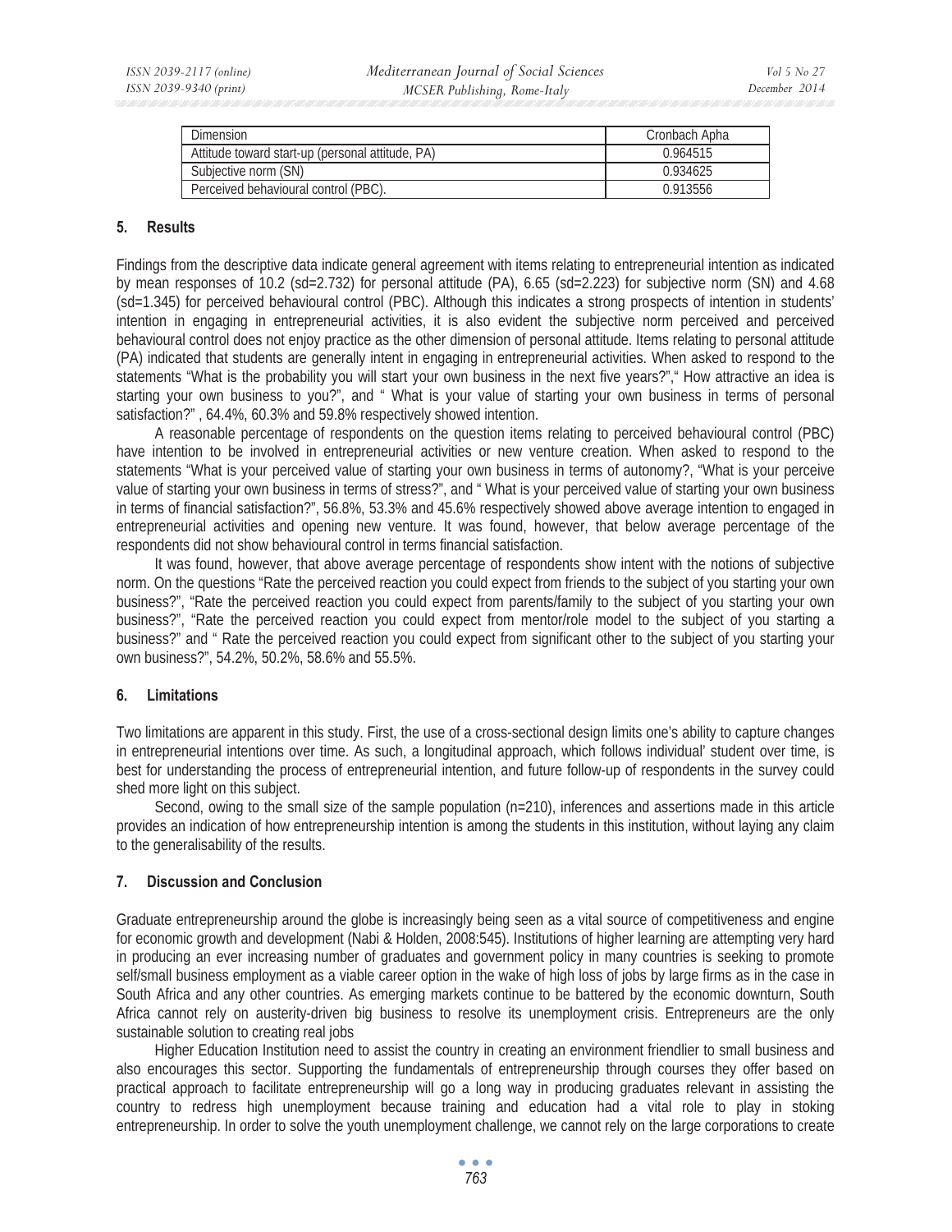| Dimension | Cronbach Apha |
|---|---|
| Attitude toward start-up (personal attitude, PA) | 0.964515 |
| Subjective norm (SN) | 0.934625 |
| Perceived behavioural control (PBC). | 0.913556 |

## 5. Results

Findings from the descriptive data indicate general agreement with items relating to entrepreneurial intention as indicated by mean responses of 10.2 (sd=2.732) for personal attitude (PA), 6.65 (sd=2.223) for subjective norm (SN) and 4.68 (sd=1.345) for perceived behavioural control (PBC). Although this indicates a strong prospects of intention in students' intention in engaging in entrepreneurial activities, it is also evident the subjective norm perceived and perceived behavioural control does not enjoy practice as the other dimension of personal attitude. Items relating to personal attitude (PA) indicated that students are generally intent in engaging in entrepreneurial activities. When asked to respond to the statements "What is the probability you will start your own business in the next five years?"," How attractive an idea is starting your own business to you?", and " What is your value of starting your own business in terms of personal satisfaction?" , 64.4%, 60.3% and 59.8% respectively showed intention.

A reasonable percentage of respondents on the question items relating to perceived behavioural control (PBC) have intention to be involved in entrepreneurial activities or new venture creation. When asked to respond to the statements "What is your perceived value of starting your own business in terms of autonomy?, "What is your perceive value of starting your own business in terms of stress?", and " What is your perceived value of starting your own business in terms of financial satisfaction?", 56.8%, 53.3% and 45.6% respectively showed above average intention to engaged in entrepreneurial activities and opening new venture. It was found, however, that below average percentage of the respondents did not show behavioural control in terms financial satisfaction.

It was found, however, that above average percentage of respondents show intent with the notions of subjective norm. On the questions "Rate the perceived reaction you could expect from friends to the subject of you starting your own business?", "Rate the perceived reaction you could expect from parents/family to the subject of you starting your own business?", "Rate the perceived reaction you could expect from mentor/role model to the subject of you starting a business?" and " Rate the perceived reaction you could expect from significant other to the subject of you starting your own business?", 54.2%, 50.2%, 58.6% and 55.5%.

## 6. Limitations

Two limitations are apparent in this study. First, the use of a cross-sectional design limits one's ability to capture changes in entrepreneurial intentions over time. As such, a longitudinal approach, which follows individual' student over time, is best for understanding the process of entrepreneurial intention, and future follow-up of respondents in the survey could shed more light on this subject.

Second, owing to the small size of the sample population (n=210), inferences and assertions made in this article provides an indication of how entrepreneurship intention is among the students in this institution, without laying any claim to the generalisability of the results.

## 7. Discussion and Conclusion

Graduate entrepreneurship around the globe is increasingly being seen as a vital source of competitiveness and engine for economic growth and development (Nabi & Holden, 2008:545). Institutions of higher learning are attempting very hard in producing an ever increasing number of graduates and government policy in many countries is seeking to promote self/small business employment as a viable career option in the wake of high loss of jobs by large firms as in the case in South Africa and any other countries. As emerging markets continue to be battered by the economic downturn, South Africa cannot rely on austerity-driven big business to resolve its unemployment crisis. Entrepreneurs are the only sustainable solution to creating real jobs

Higher Education Institution need to assist the country in creating an environment friendlier to small business and also encourages this sector. Supporting the fundamentals of entrepreneurship through courses they offer based on practical approach to facilitate entrepreneurship will go a long way in producing graduates relevant in assisting the country to redress high unemployment because training and education had a vital role to play in stoking entrepreneurship. In order to solve the youth unemployment challenge, we cannot rely on the large corporations to create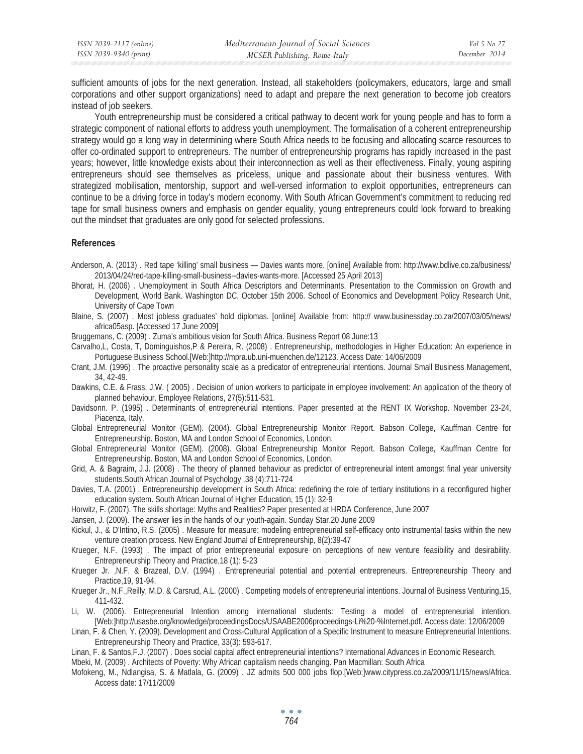sufficient amounts of jobs for the next generation. Instead, all stakeholders (policymakers, educators, large and small corporations and other support organizations) need to adapt and prepare the next generation to become job creators instead of job seekers.

Youth entrepreneurship must be considered a critical pathway to decent work for young people and has to form a strategic component of national efforts to address youth unemployment. The formalisation of a coherent entrepreneurship strategy would go a long way in determining where South Africa needs to be focusing and allocating scarce resources to offer co-ordinated support to entrepreneurs. The number of entrepreneurship programs has rapidly increased in the past years; however, little knowledge exists about their interconnection as well as their effectiveness. Finally, young aspiring entrepreneurs should see themselves as priceless, unique and passionate about their business ventures. With strategized mobilisation, mentorship, support and well-versed information to exploit opportunities, entrepreneurs can continue to be a driving force in today's modern economy. With South African Government's commitment to reducing red tape for small business owners and emphasis on gender equality, young entrepreneurs could look forward to breaking out the mindset that graduates are only good for selected professions.

## References

Anderson, A. (2013) . Red tape 'killing' small business — Davies wants more. [online] Available from: http://www.bdlive.co.za/business/2013/04/24/red-tape-killing-small-business--davies-wants-more. [Accessed 25 April 2013]

Bhorat, H. (2006) . Unemployment in South Africa Descriptors and Determinants. Presentation to the Commission on Growth and Development, World Bank. Washington DC, October 15th 2006. School of Economics and Development Policy Research Unit, University of Cape Town

Blaine, S. (2007) . Most jobless graduates' hold diplomas. [online] Available from: http:// www.businessday.co.za/2007/03/05/news/africa05asp. [Accessed 17 June 2009]

Bruggemans, C. (2009) . Zuma's ambitious vision for South Africa. Business Report 08 June:13

Carvalho,L, Costa, T, Dominguishos,P & Pereira, R. (2008) . Entrepreneurship, methodologies in Higher Education: An experience in Portuguese Business School.[Web:]http://mpra.ub.uni-muenchen.de/12123. Access Date: 14/06/2009

Crant, J.M. (1996) . The proactive personality scale as a predicator of entrepreneurial intentions. Journal Small Business Management, 34, 42-49.

Dawkins, C.E. & Frass, J.W. ( 2005) . Decision of union workers to participate in employee involvement: An application of the theory of planned behaviour. Employee Relations, 27(5):511-531.

Davidsonn. P. (1995) . Determinants of entrepreneurial intentions. Paper presented at the RENT IX Workshop. November 23-24, Piacenza, Italy.

Global Entrepreneurial Monitor (GEM). (2004). Global Entrepreneurship Monitor Report. Babson College, Kauffman Centre for Entrepreneurship. Boston, MA and London School of Economics, London.

Global Entrepreneurial Monitor (GEM). (2008). Global Entrepreneurship Monitor Report. Babson College, Kauffman Centre for Entrepreneurship. Boston, MA and London School of Economics, London.

Grid, A. & Bagraim, J.J. (2008) . The theory of planned behaviour as predictor of entrepreneurial intent amongst final year university students.South African Journal of Psychology ,38 (4):711-724

Davies, T.A. (2001) . Entrepreneurship development in South Africa: redefining the role of tertiary institutions in a reconfigured higher education system. South African Journal of Higher Education, 15 (1): 32-9

Horwitz, F. (2007). The skills shortage: Myths and Realities? Paper presented at HRDA Conference, June 2007

Jansen, J. (2009). The answer lies in the hands of our youth-again. Sunday Star.20 June 2009

Kickul, J., & D'Intino, R.S. (2005) . Measure for measure: modeling entrepreneurial self-efficacy onto instrumental tasks within the new venture creation process. New England Journal of Entrepreneurship, 8(2):39-47

Krueger, N.F. (1993) . The impact of prior entrepreneurial exposure on perceptions of new venture feasibility and desirability. Entrepreneurship Theory and Practice,18 (1): 5-23

Krueger Jr. ,N.F. & Brazeal, D.V. (1994) . Entrepreneurial potential and potential entrepreneurs. Entrepreneurship Theory and Practice,19, 91-94.

Krueger Jr., N.F.,Reilly, M.D. & Carsrud, A.L. (2000) . Competing models of entrepreneurial intentions. Journal of Business Venturing,15, 411-432.

Li, W. (2006). Entrepreneurial Intention among international students: Testing a model of entrepreneurial intention. [Web:]http://usasbe.org/knowledge/proceedingsDocs/USAABE2006proceedings-Li%20-%Internet.pdf. Access date: 12/06/2009

Linan, F. & Chen, Y. (2009). Development and Cross-Cultural Application of a Specific Instrument to measure Entrepreneurial Intentions. Entrepreneurship Theory and Practice, 33(3): 593-617.

Linan, F. & Santos,F.J. (2007) . Does social capital affect entrepreneurial intentions? International Advances in Economic Research.

Mbeki, M. (2009) . Architects of Poverty: Why African capitalism needs changing. Pan Macmillan: South Africa

Mofokeng, M., Ndlangisa, S. & Matlala, G. (2009) . JZ admits 500 000 jobs flop.[Web:]www.citypress.co.za/2009/11/15/news/Africa. Access date: 17/11/2009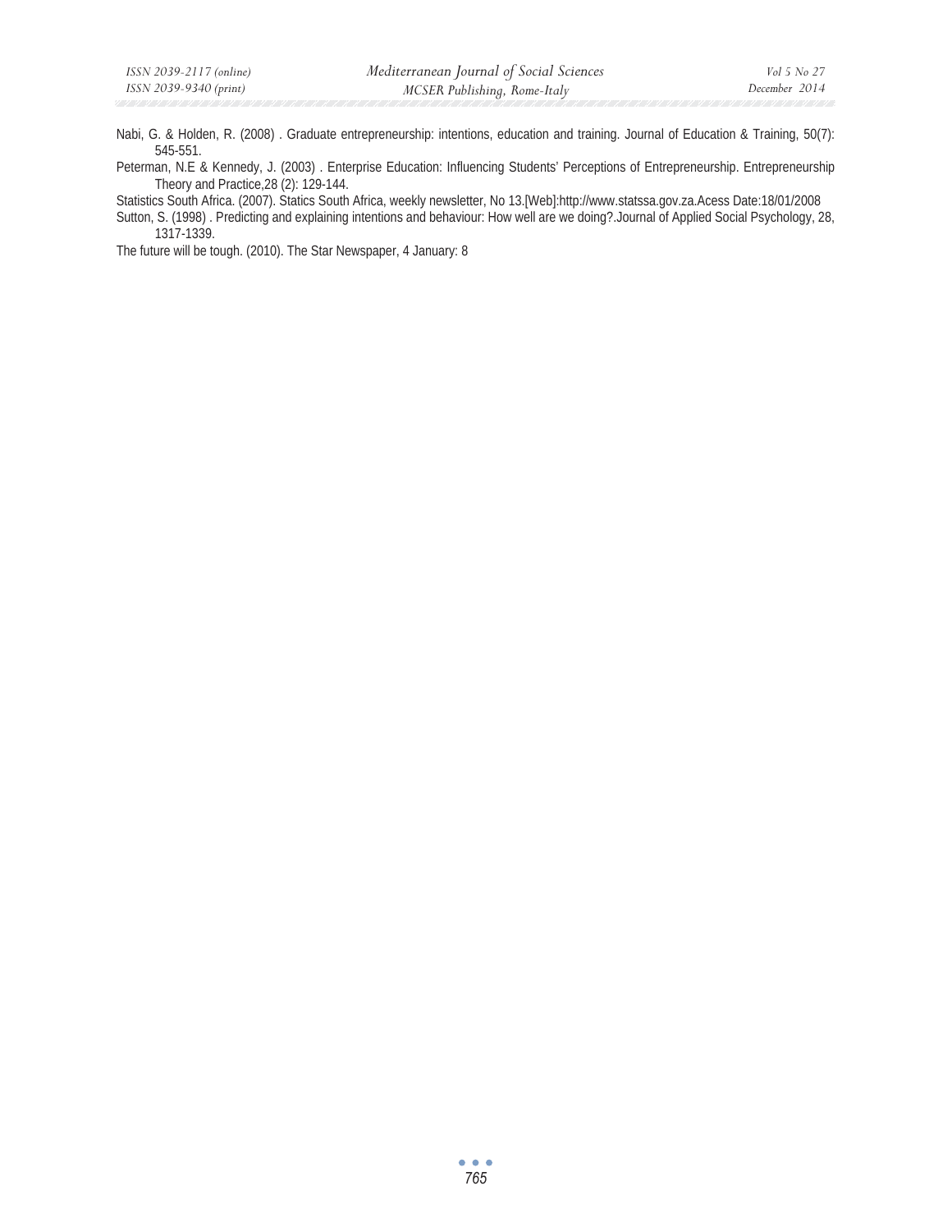Nabi, G. & Holden, R. (2008) . Graduate entrepreneurship: intentions, education and training. Journal of Education & Training, 50(7): 545-551.

Peterman, N.E & Kennedy, J. (2003) . Enterprise Education: Influencing Students' Perceptions of Entrepreneurship. Entrepreneurship Theory and Practice,28 (2): 129-144.

Statistics South Africa. (2007). Statics South Africa, weekly newsletter, No 13.[Web]:http://www.statssa.gov.za.Acess Date:18/01/2008

Sutton, S. (1998) . Predicting and explaining intentions and behaviour: How well are we doing?.Journal of Applied Social Psychology, 28, 1317-1339.

The future will be tough. (2010). The Star Newspaper, 4 January: 8